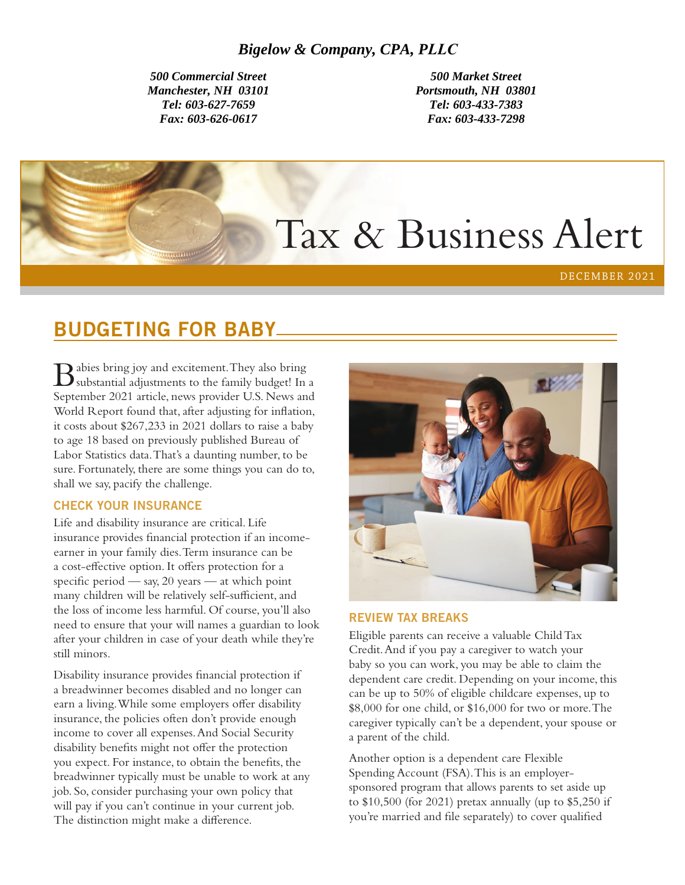***Bigelow & Company, CPA, PLLC***

***500 Commercial Street***
***Manchester, NH 03101***
***Tel: 603-627-7659***
***Fax: 603-626-0617***

***500 Market Street***
***Portsmouth, NH 03801***
***Tel: 603-433-7383***
***Fax: 603-433-7298***

# Tax & Business Alert

DECEMBER 2021

## BUDGETING FOR BABY

Babies bring joy and excitement. They also bring substantial adjustments to the family budget! In a September 2021 article, news provider U.S. News and World Report found that, after adjusting for inflation, it costs about $267,233 in 2021 dollars to raise a baby to age 18 based on previously published Bureau of Labor Statistics data. That's a daunting number, to be sure. Fortunately, there are some things you can do to, shall we say, pacify the challenge.

### CHECK YOUR INSURANCE

Life and disability insurance are critical. Life insurance provides financial protection if an income-earner in your family dies. Term insurance can be a cost-effective option. It offers protection for a specific period — say, 20 years — at which point many children will be relatively self-sufficient, and the loss of income less harmful. Of course, you'll also need to ensure that your will names a guardian to look after your children in case of your death while they're still minors.

Disability insurance provides financial protection if a breadwinner becomes disabled and no longer can earn a living. While some employers offer disability insurance, the policies often don't provide enough income to cover all expenses. And Social Security disability benefits might not offer the protection you expect. For instance, to obtain the benefits, the breadwinner typically must be unable to work at any job. So, consider purchasing your own policy that will pay if you can't continue in your current job. The distinction might make a difference.

### REVIEW TAX BREAKS

Eligible parents can receive a valuable Child Tax Credit. And if you pay a caregiver to watch your baby so you can work, you may be able to claim the dependent care credit. Depending on your income, this can be up to 50% of eligible childcare expenses, up to $8,000 for one child, or $16,000 for two or more. The caregiver typically can't be a dependent, your spouse or a parent of the child.

Another option is a dependent care Flexible Spending Account (FSA). This is an employer-sponsored program that allows parents to set aside up to $10,500 (for 2021) pretax annually (up to $5,250 if you're married and file separately) to cover qualified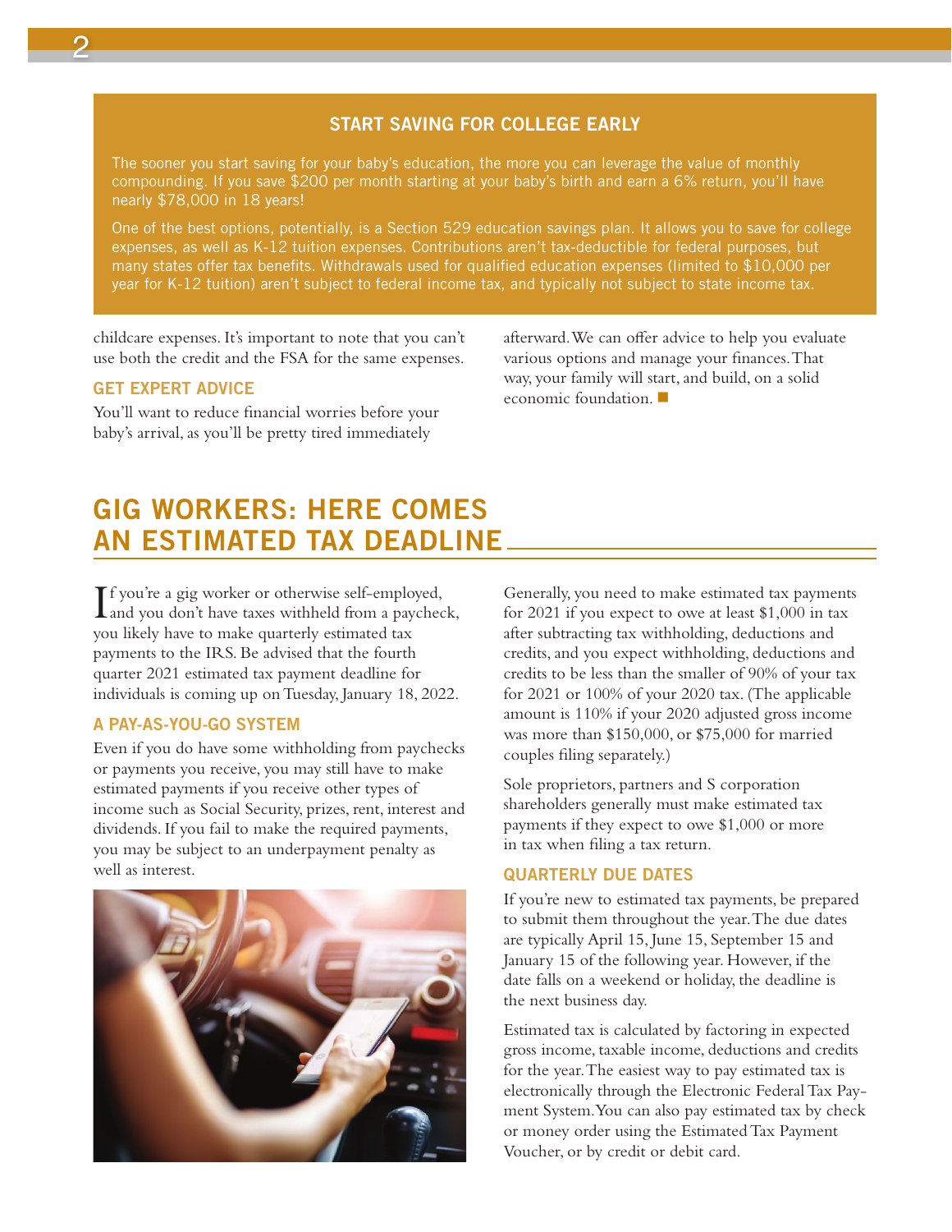### START SAVING FOR COLLEGE EARLY

The sooner you start saving for your baby's education, the more you can leverage the value of monthly compounding. If you save $200 per month starting at your baby's birth and earn a 6% return, you'll have nearly $78,000 in 18 years!

One of the best options, potentially, is a Section 529 education savings plan. It allows you to save for college expenses, as well as K-12 tuition expenses. Contributions aren't tax-deductible for federal purposes, but many states offer tax benefits. Withdrawals used for qualified education expenses (limited to $10,000 per year for K-12 tuition) aren't subject to federal income tax, and typically not subject to state income tax.

childcare expenses. It's important to note that you can't use both the credit and the FSA for the same expenses.

### GET EXPERT ADVICE

You'll want to reduce financial worries before your baby's arrival, as you'll be pretty tired immediately afterward. We can offer advice to help you evaluate various options and manage your finances. That way, your family will start, and build, on a solid economic foundation. ■

## GIG WORKERS: HERE COMES AN ESTIMATED TAX DEADLINE

If you're a gig worker or otherwise self-employed, and you don't have taxes withheld from a paycheck, you likely have to make quarterly estimated tax payments to the IRS. Be advised that the fourth quarter 2021 estimated tax payment deadline for individuals is coming up on Tuesday, January 18, 2022.

### A PAY-AS-YOU-GO SYSTEM

Even if you do have some withholding from paychecks or payments you receive, you may still have to make estimated payments if you receive other types of income such as Social Security, prizes, rent, interest and dividends. If you fail to make the required payments, you may be subject to an underpayment penalty as well as interest.

Generally, you need to make estimated tax payments for 2021 if you expect to owe at least $1,000 in tax after subtracting tax withholding, deductions and credits, and you expect withholding, deductions and credits to be less than the smaller of 90% of your tax for 2021 or 100% of your 2020 tax. (The applicable amount is 110% if your 2020 adjusted gross income was more than $150,000, or $75,000 for married couples filing separately.)

Sole proprietors, partners and S corporation shareholders generally must make estimated tax payments if they expect to owe $1,000 or more in tax when filing a tax return.

### QUARTERLY DUE DATES

If you're new to estimated tax payments, be prepared to submit them throughout the year. The due dates are typically April 15, June 15, September 15 and January 15 of the following year. However, if the date falls on a weekend or holiday, the deadline is the next business day.

Estimated tax is calculated by factoring in expected gross income, taxable income, deductions and credits for the year. The easiest way to pay estimated tax is electronically through the Electronic Federal Tax Payment System. You can also pay estimated tax by check or money order using the Estimated Tax Payment Voucher, or by credit or debit card.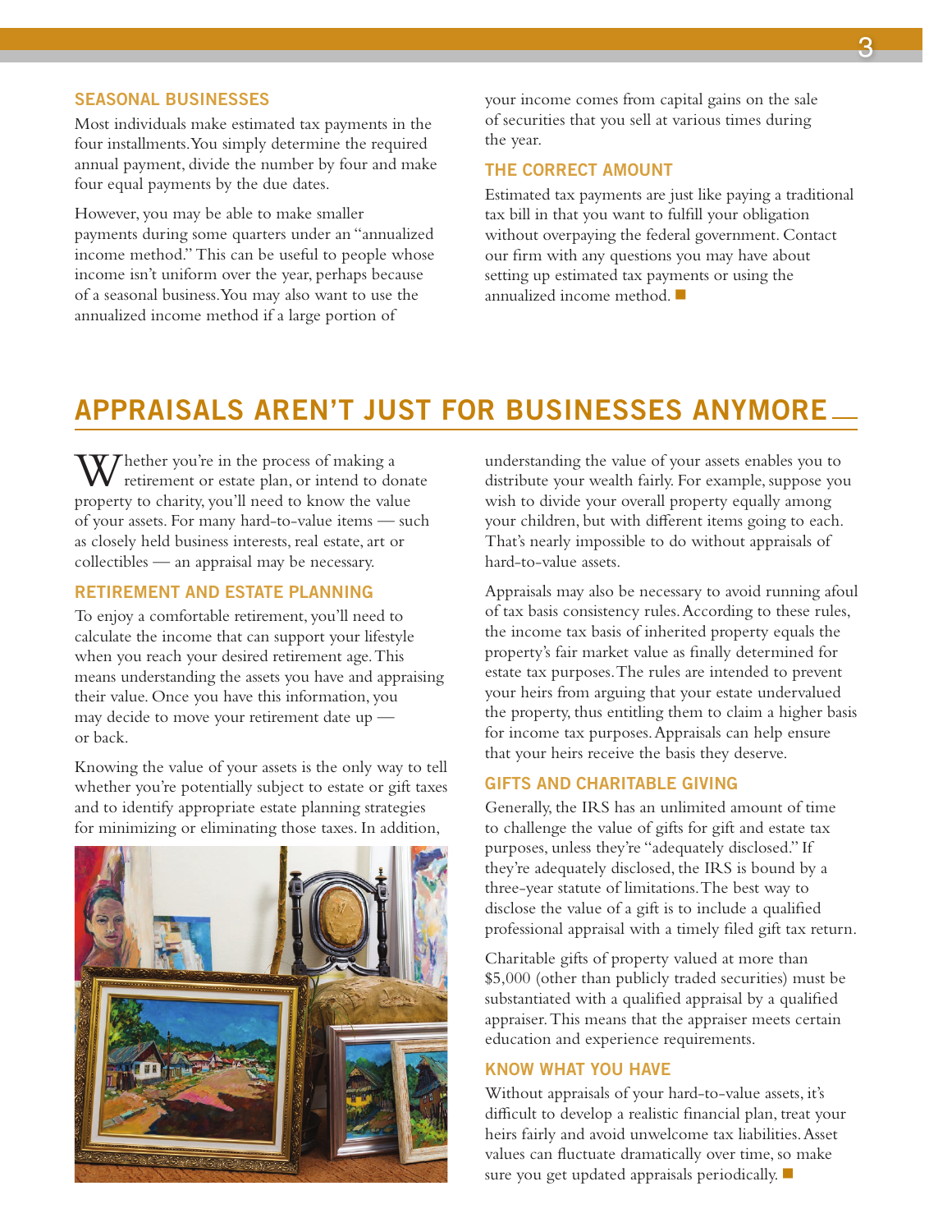### SEASONAL BUSINESSES

Most individuals make estimated tax payments in the four installments. You simply determine the required annual payment, divide the number by four and make four equal payments by the due dates.

However, you may be able to make smaller payments during some quarters under an "annualized income method." This can be useful to people whose income isn't uniform over the year, perhaps because of a seasonal business. You may also want to use the annualized income method if a large portion of your income comes from capital gains on the sale of securities that you sell at various times during the year.

### THE CORRECT AMOUNT

Estimated tax payments are just like paying a traditional tax bill in that you want to fulfill your obligation without overpaying the federal government. Contact our firm with any questions you may have about setting up estimated tax payments or using the annualized income method. ■

## APPRAISALS AREN'T JUST FOR BUSINESSES ANYMORE

Whether you're in the process of making a retirement or estate plan, or intend to donate property to charity, you'll need to know the value of your assets. For many hard-to-value items — such as closely held business interests, real estate, art or collectibles — an appraisal may be necessary.

### RETIREMENT AND ESTATE PLANNING

To enjoy a comfortable retirement, you'll need to calculate the income that can support your lifestyle when you reach your desired retirement age. This means understanding the assets you have and appraising their value. Once you have this information, you may decide to move your retirement date up — or back.

Knowing the value of your assets is the only way to tell whether you're potentially subject to estate or gift taxes and to identify appropriate estate planning strategies for minimizing or eliminating those taxes. In addition, understanding the value of your assets enables you to distribute your wealth fairly. For example, suppose you wish to divide your overall property equally among your children, but with different items going to each. That's nearly impossible to do without appraisals of hard-to-value assets.

Appraisals may also be necessary to avoid running afoul of tax basis consistency rules. According to these rules, the income tax basis of inherited property equals the property's fair market value as finally determined for estate tax purposes. The rules are intended to prevent your heirs from arguing that your estate undervalued the property, thus entitling them to claim a higher basis for income tax purposes. Appraisals can help ensure that your heirs receive the basis they deserve.

### GIFTS AND CHARITABLE GIVING

Generally, the IRS has an unlimited amount of time to challenge the value of gifts for gift and estate tax purposes, unless they're "adequately disclosed." If they're adequately disclosed, the IRS is bound by a three-year statute of limitations. The best way to disclose the value of a gift is to include a qualified professional appraisal with a timely filed gift tax return.

Charitable gifts of property valued at more than $5,000 (other than publicly traded securities) must be substantiated with a qualified appraisal by a qualified appraiser. This means that the appraiser meets certain education and experience requirements.

### KNOW WHAT YOU HAVE

Without appraisals of your hard-to-value assets, it's difficult to develop a realistic financial plan, treat your heirs fairly and avoid unwelcome tax liabilities. Asset values can fluctuate dramatically over time, so make sure you get updated appraisals periodically. ■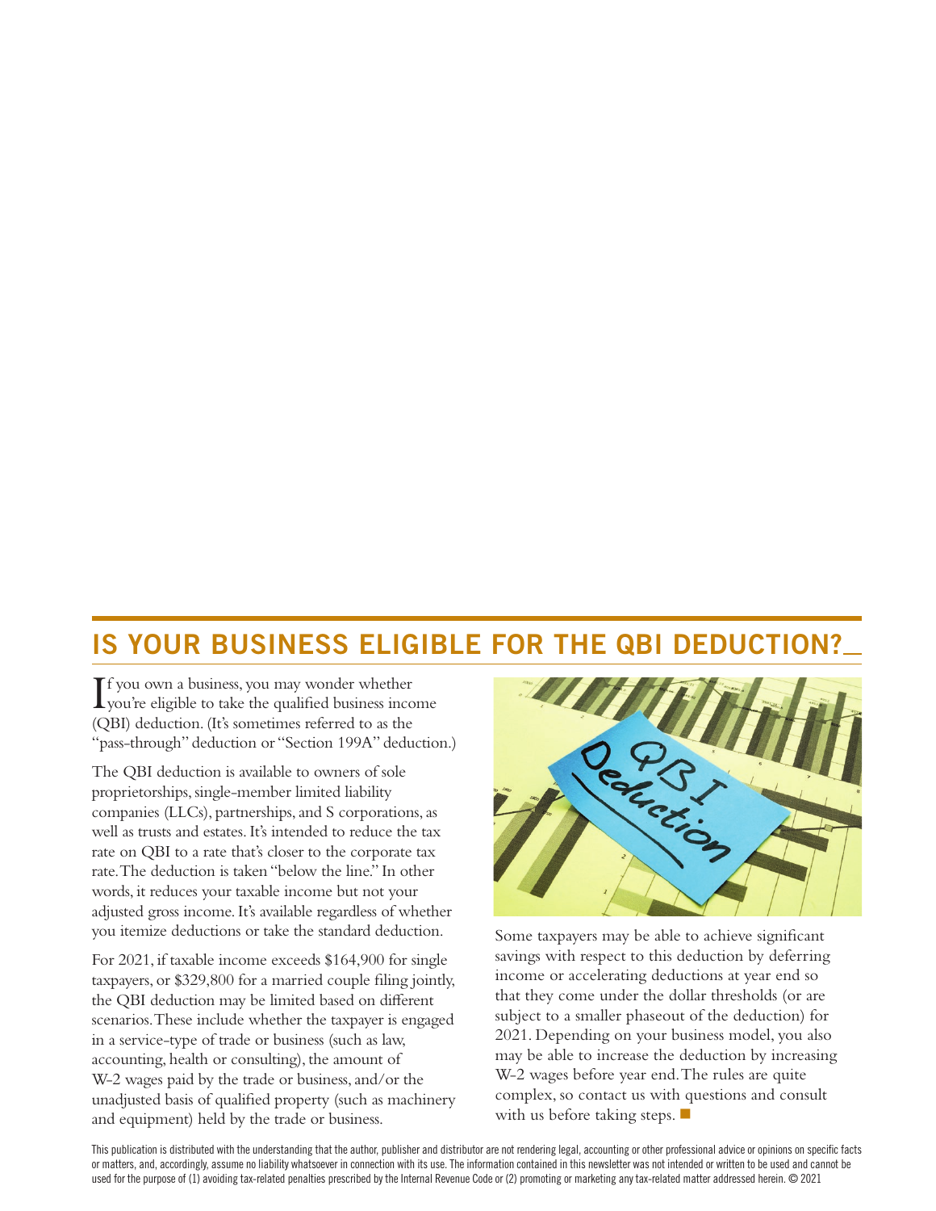## IS YOUR BUSINESS ELIGIBLE FOR THE QBI DEDUCTION?

If you own a business, you may wonder whether you're eligible to take the qualified business income (QBI) deduction. (It's sometimes referred to as the "pass-through" deduction or "Section 199A" deduction.)

The QBI deduction is available to owners of sole proprietorships, single-member limited liability companies (LLCs), partnerships, and S corporations, as well as trusts and estates. It's intended to reduce the tax rate on QBI to a rate that's closer to the corporate tax rate. The deduction is taken "below the line." In other words, it reduces your taxable income but not your adjusted gross income. It's available regardless of whether you itemize deductions or take the standard deduction.

For 2021, if taxable income exceeds $164,900 for single taxpayers, or $329,800 for a married couple filing jointly, the QBI deduction may be limited based on different scenarios. These include whether the taxpayer is engaged in a service-type of trade or business (such as law, accounting, health or consulting), the amount of W-2 wages paid by the trade or business, and/or the unadjusted basis of qualified property (such as machinery and equipment) held by the trade or business.

Some taxpayers may be able to achieve significant savings with respect to this deduction by deferring income or accelerating deductions at year end so that they come under the dollar thresholds (or are subject to a smaller phaseout of the deduction) for 2021. Depending on your business model, you also may be able to increase the deduction by increasing W-2 wages before year end. The rules are quite complex, so contact us with questions and consult with us before taking steps. ■

This publication is distributed with the understanding that the author, publisher and distributor are not rendering legal, accounting or other professional advice or opinions on specific facts or matters, and, accordingly, assume no liability whatsoever in connection with its use. The information contained in this newsletter was not intended or written to be used and cannot be used for the purpose of (1) avoiding tax-related penalties prescribed by the Internal Revenue Code or (2) promoting or marketing any tax-related matter addressed herein. © 2021